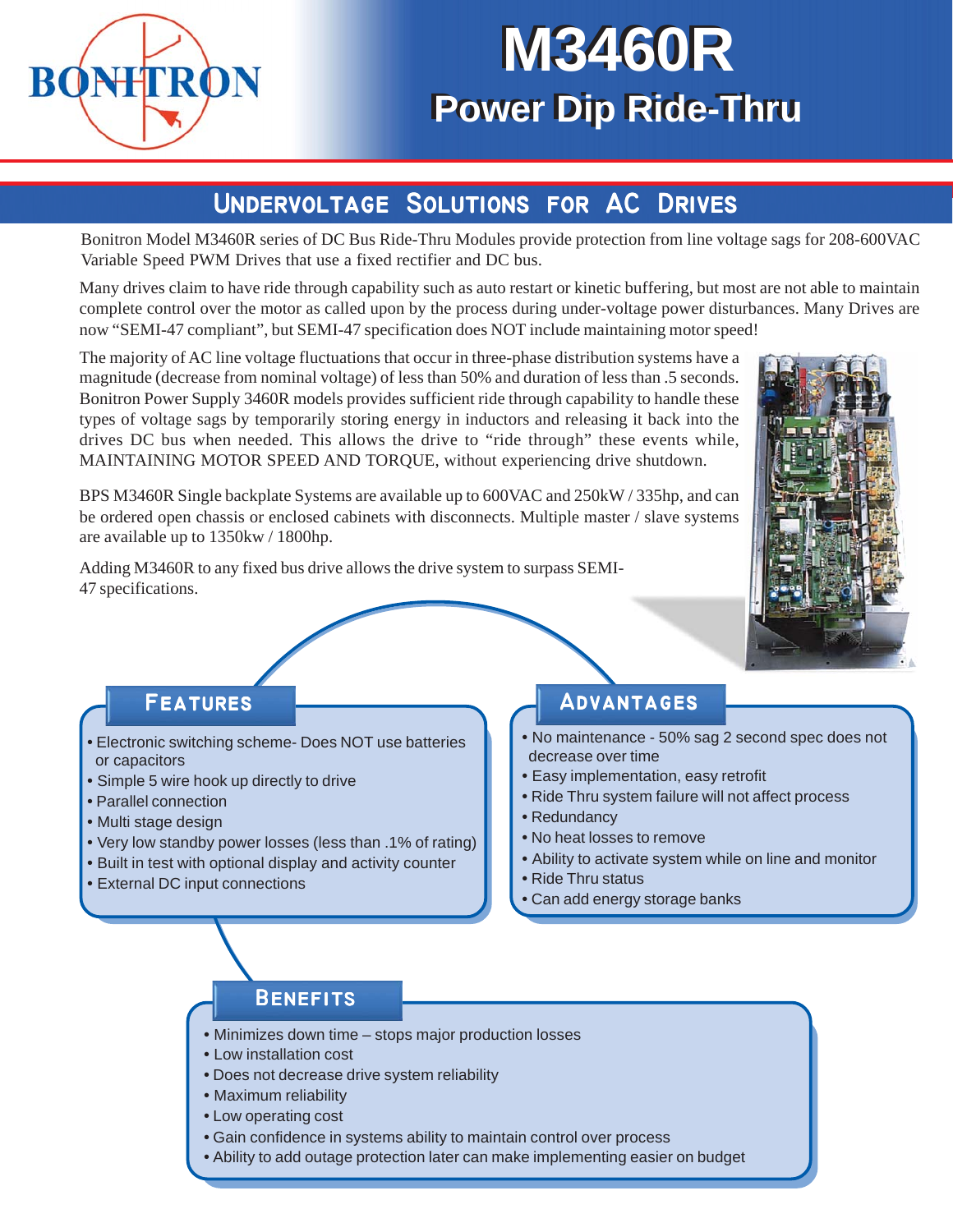BONITRON

# M3460R

## Power Dip Ride-Thru

## Undervoltage Solutions for AC Drives

Bonitron Model M3460R series of DC Bus Ride-Thru Modules provide protection from line voltage sags for 208-600VAC Variable Speed PWM Drives that use a fixed rectifier and DC bus.

Many drives claim to have ride through capability such as auto restart or kinetic buffering, but most are not able to maintain complete control over the motor as called upon by the process during under-voltage power disturbances. Many Drives are now "SEMI-47 compliant", but SEMI-47 specification does NOT include maintaining motor speed!

The majority of AC line voltage fluctuations that occur in three-phase distribution systems have a magnitude (decrease from nominal voltage) of less than 50% and duration of less than .5 seconds. Bonitron Power Supply 3460R models provides sufficient ride through capability to handle these types of voltage sags by temporarily storing energy in inductors and releasing it back into the drives DC bus when needed. This allows the drive to "ride through" these events while, MAINTAINING MOTOR SPEED AND TORQUE, without experiencing drive shutdown.

BPS M3460R Single backplate Systems are available up to 600VAC and 250kW / 335hp, and can be ordered open chassis or enclosed cabinets with disconnects. Multiple master / slave systems are available up to 1350kw / 1800hp.

Adding M3460R to any fixed bus drive allows the drive system to surpass SEMI-47 specifications.

### Features

- Electronic switching scheme- Does NOT use batteries or capacitors
- Simple 5 wire hook up directly to drive
- Parallel connection
- Multi stage design
- Very low standby power losses (less than .1% of rating)
- Built in test with optional display and activity counter
- External DC input connections

### Advantages

- No maintenance - 50% sag 2 second spec does not decrease over time
- Easy implementation, easy retrofit
- Ride Thru system failure will not affect process
- Redundancy
- No heat losses to remove
- Ability to activate system while on line and monitor
- Ride Thru status
- Can add energy storage banks

### Benefits

- Minimizes down time – stops major production losses
- Low installation cost
- Does not decrease drive system reliability
- Maximum reliability
- Low operating cost
- Gain confidence in systems ability to maintain control over process
- Ability to add outage protection later can make implementing easier on budget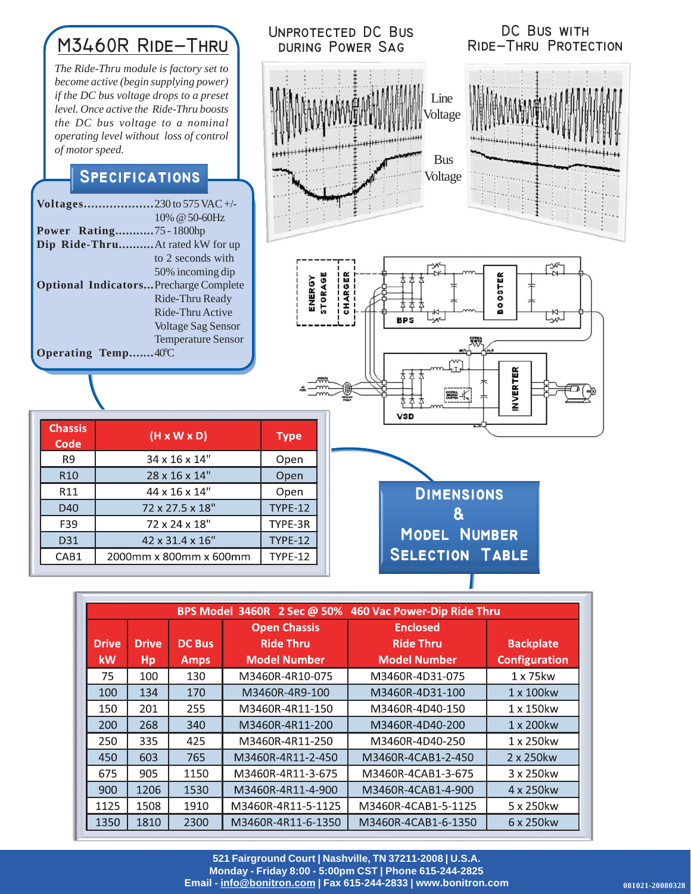# M3460R Ride-Thru

*The Ride-Thru module is factory set to become active (begin supplying power) if the DC bus voltage drops to a preset level. Once active the Ride-Thru boosts the DC bus voltage to a nominal operating level without loss of control of motor speed.*

## Specifications

**Voltages**..................230 to 575 VAC +/- 10% @ 50-60Hz
**Power Rating**...........75 - 1800hp
**Dip Ride-Thru**..........At rated kW for up to 2 seconds with 50% incoming dip
**Optional Indicators**...Precharge Complete
Ride-Thru Ready
Ride-Thru Active
Voltage Sag Sensor
Temperature Sensor
**Operating Temp**.......40°C

Unprotected DC Bus during Power Sag

DC Bus with Ride-Thru Protection

Line Voltage

Bus Voltage

ENERGY STORAGE

CHARGER

BPS

BOOSTER

VSD

INVERTER

| Chassis Code | (H x W x D) | Type |
|---|---|---|
| R9 | 34 x 16 x 14" | Open |
| R10 | 28 x 16 x 14" | Open |
| R11 | 44 x 16 x 14" | Open |
| D40 | 72 x 27.5 x 18" | TYPE-12 |
| F39 | 72 x 24 x 18" | TYPE-3R |
| D31 | 42 x 31.4 x 16" | TYPE-12 |
| CAB1 | 2000mm x 800mm x 600mm | TYPE-12 |

## Dimensions & Model Number Selection Table

| BPS Model 3460R 2 Sec @ 50% 460 Vac Power-Dip Ride Thru | | | | | |
|---|---|---|---|---|---|
| Drive kW | Drive Hp | DC Bus Amps | Open Chassis Ride Thru Model Number | Enclosed Ride Thru Model Number | Backplate Configuration |
| 75 | 100 | 130 | M3460R-4R10-075 | M3460R-4D31-075 | 1 x 75kw |
| 100 | 134 | 170 | M3460R-4R9-100 | M3460R-4D31-100 | 1 x 100kw |
| 150 | 201 | 255 | M3460R-4R11-150 | M3460R-4D40-150 | 1 x 150kw |
| 200 | 268 | 340 | M3460R-4R11-200 | M3460R-4D40-200 | 1 x 200kw |
| 250 | 335 | 425 | M3460R-4R11-250 | M3460R-4D40-250 | 1 x 250kw |
| 450 | 603 | 765 | M3460R-4R11-2-450 | M3460R-4CAB1-2-450 | 2 x 250kw |
| 675 | 905 | 1150 | M3460R-4R11-3-675 | M3460R-4CAB1-3-675 | 3 x 250kw |
| 900 | 1206 | 1530 | M3460R-4R11-4-900 | M3460R-4CAB1-4-900 | 4 x 250kw |
| 1125 | 1508 | 1910 | M3460R-4R11-5-1125 | M3460R-4CAB1-5-1125 | 5 x 250kw |
| 1350 | 1810 | 2300 | M3460R-4R11-6-1350 | M3460R-4CAB1-6-1350 | 6 x 250kw |

**521 Fairground Court | Nashville, TN 37211-2008 | U.S.A.**
**Monday - Friday 8:00 - 5:00pm CST | Phone 615-244-2825**
**Email - info@bonitron.com | Fax 615-244-2833 | www.bonitron.com**

081021-20080328